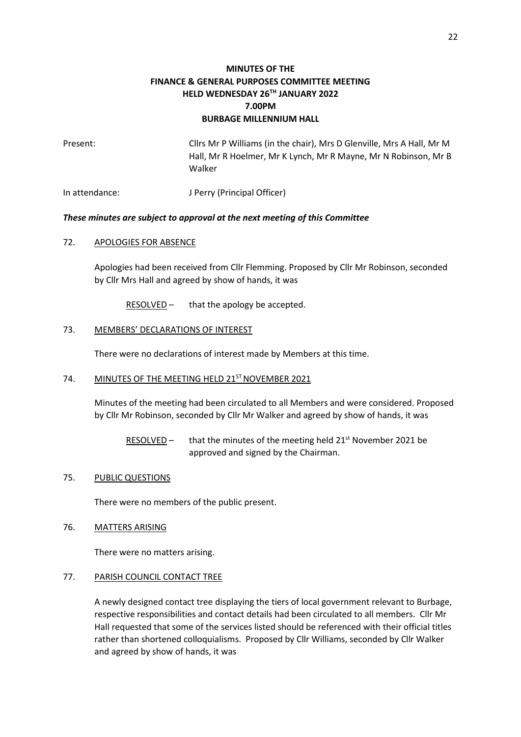# MINUTES OF THE FINANCE & GENERAL PURPOSES COMMITTEE MEETING HELD WEDNESDAY 26TH JANUARY 2022 7.00PM BURBAGE MILLENNIUM HALL

Present: Cllrs Mr P Williams (in the chair), Mrs D Glenville, Mrs A Hall, Mr M Hall, Mr R Hoelmer, Mr K Lynch, Mr R Mayne, Mr N Robinson, Mr B Walker

In attendance: J Perry (Principal Officer)

***These minutes are subject to approval at the next meeting of this Committee***

## 72. APOLOGIES FOR ABSENCE

Apologies had been received from Cllr Flemming. Proposed by Cllr Mr Robinson, seconded by Cllr Mrs Hall and agreed by show of hands, it was

RESOLVED – that the apology be accepted.

## 73. MEMBERS' DECLARATIONS OF INTEREST

There were no declarations of interest made by Members at this time.

## 74. MINUTES OF THE MEETING HELD 21ST NOVEMBER 2021

Minutes of the meeting had been circulated to all Members and were considered. Proposed by Cllr Mr Robinson, seconded by Cllr Mr Walker and agreed by show of hands, it was

RESOLVED – that the minutes of the meeting held 21st November 2021 be approved and signed by the Chairman.

## 75. PUBLIC QUESTIONS

There were no members of the public present.

## 76. MATTERS ARISING

There were no matters arising.

## 77. PARISH COUNCIL CONTACT TREE

A newly designed contact tree displaying the tiers of local government relevant to Burbage, respective responsibilities and contact details had been circulated to all members. Cllr Mr Hall requested that some of the services listed should be referenced with their official titles rather than shortened colloquialisms. Proposed by Cllr Williams, seconded by Cllr Walker and agreed by show of hands, it was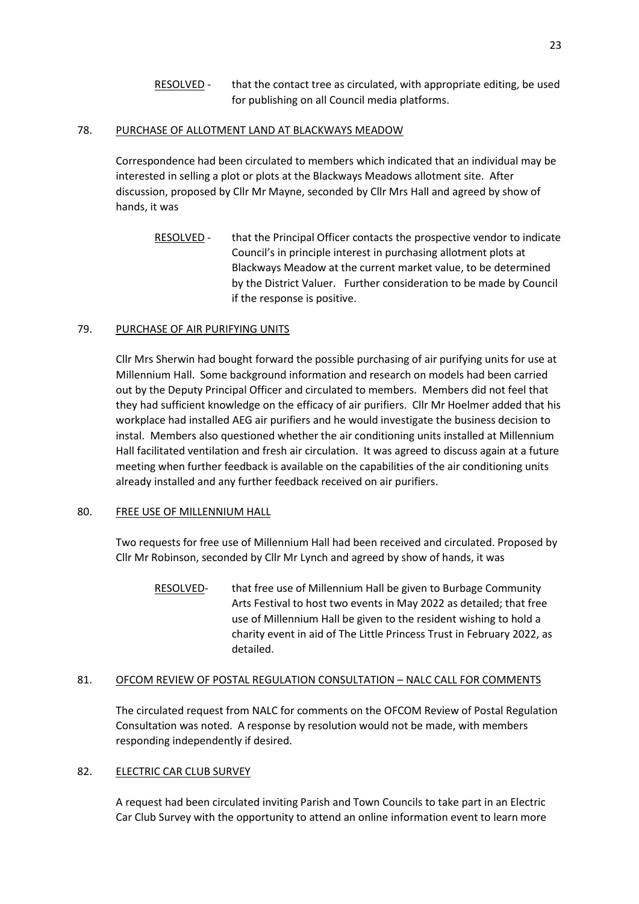RESOLVED - that the contact tree as circulated, with appropriate editing, be used for publishing on all Council media platforms.

## 78. PURCHASE OF ALLOTMENT LAND AT BLACKWAYS MEADOW

Correspondence had been circulated to members which indicated that an individual may be interested in selling a plot or plots at the Blackways Meadows allotment site. After discussion, proposed by Cllr Mr Mayne, seconded by Cllr Mrs Hall and agreed by show of hands, it was

RESOLVED - that the Principal Officer contacts the prospective vendor to indicate Council's in principle interest in purchasing allotment plots at Blackways Meadow at the current market value, to be determined by the District Valuer. Further consideration to be made by Council if the response is positive.

## 79. PURCHASE OF AIR PURIFYING UNITS

Cllr Mrs Sherwin had bought forward the possible purchasing of air purifying units for use at Millennium Hall. Some background information and research on models had been carried out by the Deputy Principal Officer and circulated to members. Members did not feel that they had sufficient knowledge on the efficacy of air purifiers. Cllr Mr Hoelmer added that his workplace had installed AEG air purifiers and he would investigate the business decision to instal. Members also questioned whether the air conditioning units installed at Millennium Hall facilitated ventilation and fresh air circulation. It was agreed to discuss again at a future meeting when further feedback is available on the capabilities of the air conditioning units already installed and any further feedback received on air purifiers.

## 80. FREE USE OF MILLENNIUM HALL

Two requests for free use of Millennium Hall had been received and circulated. Proposed by Cllr Mr Robinson, seconded by Cllr Mr Lynch and agreed by show of hands, it was

RESOLVED- that free use of Millennium Hall be given to Burbage Community Arts Festival to host two events in May 2022 as detailed; that free use of Millennium Hall be given to the resident wishing to hold a charity event in aid of The Little Princess Trust in February 2022, as detailed.

## 81. OFCOM REVIEW OF POSTAL REGULATION CONSULTATION – NALC CALL FOR COMMENTS

The circulated request from NALC for comments on the OFCOM Review of Postal Regulation Consultation was noted. A response by resolution would not be made, with members responding independently if desired.

## 82. ELECTRIC CAR CLUB SURVEY

A request had been circulated inviting Parish and Town Councils to take part in an Electric Car Club Survey with the opportunity to attend an online information event to learn more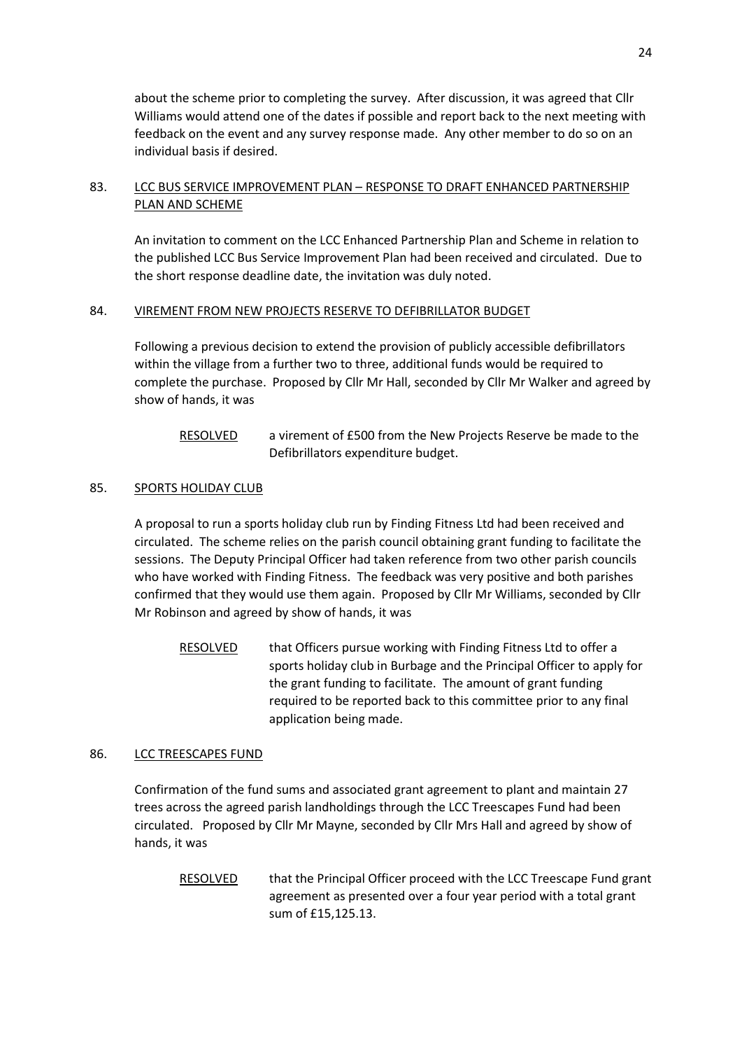about the scheme prior to completing the survey. After discussion, it was agreed that Cllr Williams would attend one of the dates if possible and report back to the next meeting with feedback on the event and any survey response made. Any other member to do so on an individual basis if desired.

83. LCC BUS SERVICE IMPROVEMENT PLAN – RESPONSE TO DRAFT ENHANCED PARTNERSHIP PLAN AND SCHEME

An invitation to comment on the LCC Enhanced Partnership Plan and Scheme in relation to the published LCC Bus Service Improvement Plan had been received and circulated. Due to the short response deadline date, the invitation was duly noted.

84. VIREMENT FROM NEW PROJECTS RESERVE TO DEFIBRILLATOR BUDGET

Following a previous decision to extend the provision of publicly accessible defibrillators within the village from a further two to three, additional funds would be required to complete the purchase. Proposed by Cllr Mr Hall, seconded by Cllr Mr Walker and agreed by show of hands, it was

RESOLVED a virement of £500 from the New Projects Reserve be made to the Defibrillators expenditure budget.

85. SPORTS HOLIDAY CLUB

A proposal to run a sports holiday club run by Finding Fitness Ltd had been received and circulated. The scheme relies on the parish council obtaining grant funding to facilitate the sessions. The Deputy Principal Officer had taken reference from two other parish councils who have worked with Finding Fitness. The feedback was very positive and both parishes confirmed that they would use them again. Proposed by Cllr Mr Williams, seconded by Cllr Mr Robinson and agreed by show of hands, it was

RESOLVED that Officers pursue working with Finding Fitness Ltd to offer a sports holiday club in Burbage and the Principal Officer to apply for the grant funding to facilitate. The amount of grant funding required to be reported back to this committee prior to any final application being made.

86. LCC TREESCAPES FUND

Confirmation of the fund sums and associated grant agreement to plant and maintain 27 trees across the agreed parish landholdings through the LCC Treescapes Fund had been circulated. Proposed by Cllr Mr Mayne, seconded by Cllr Mrs Hall and agreed by show of hands, it was

RESOLVED that the Principal Officer proceed with the LCC Treescape Fund grant agreement as presented over a four year period with a total grant sum of £15,125.13.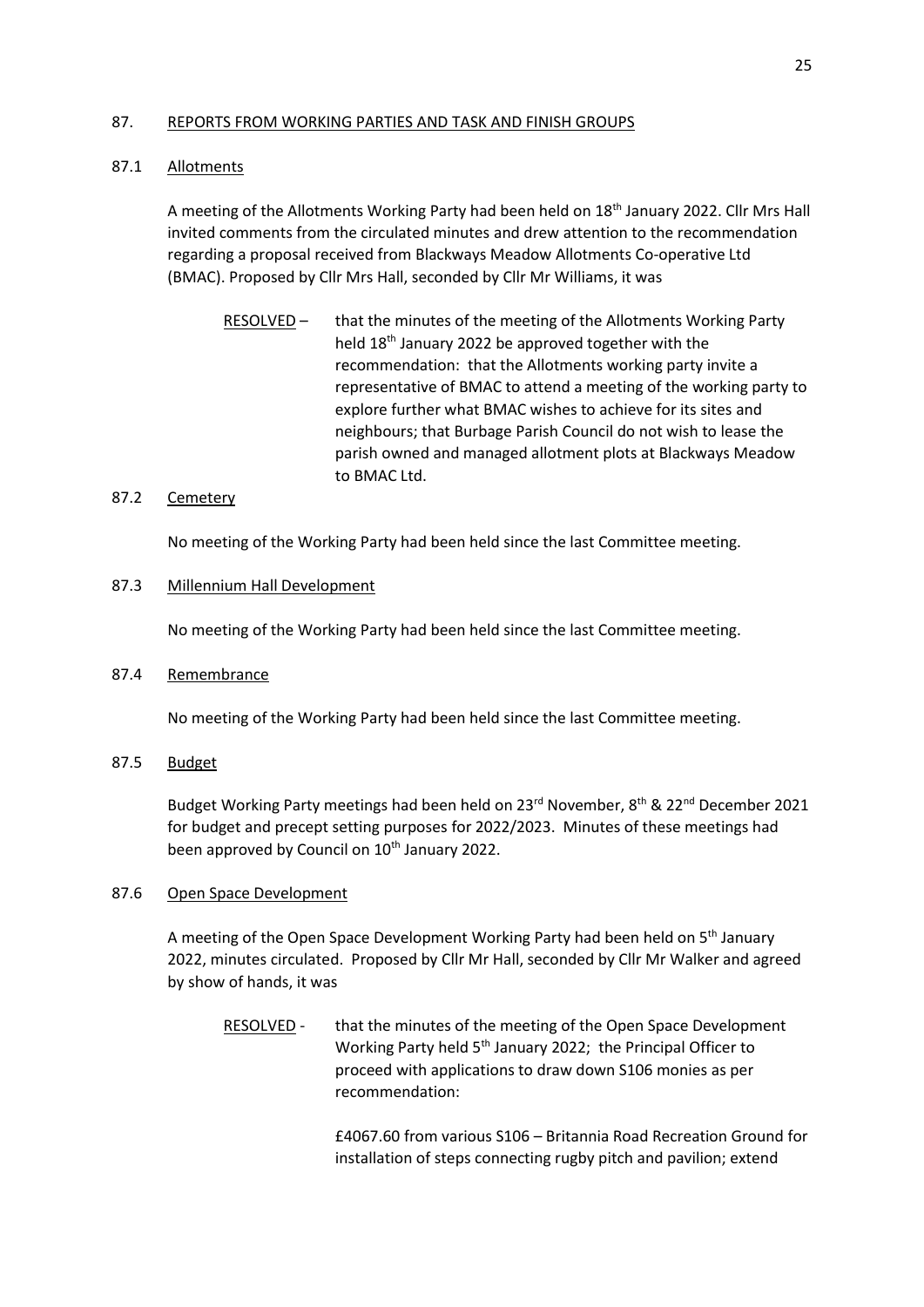## 87. REPORTS FROM WORKING PARTIES AND TASK AND FINISH GROUPS

### 87.1 Allotments

A meeting of the Allotments Working Party had been held on 18th January 2022. Cllr Mrs Hall invited comments from the circulated minutes and drew attention to the recommendation regarding a proposal received from Blackways Meadow Allotments Co-operative Ltd (BMAC). Proposed by Cllr Mrs Hall, seconded by Cllr Mr Williams, it was

RESOLVED – that the minutes of the meeting of the Allotments Working Party held 18th January 2022 be approved together with the recommendation: that the Allotments working party invite a representative of BMAC to attend a meeting of the working party to explore further what BMAC wishes to achieve for its sites and neighbours; that Burbage Parish Council do not wish to lease the parish owned and managed allotment plots at Blackways Meadow to BMAC Ltd.

### 87.2 Cemetery

No meeting of the Working Party had been held since the last Committee meeting.

### 87.3 Millennium Hall Development

No meeting of the Working Party had been held since the last Committee meeting.

### 87.4 Remembrance

No meeting of the Working Party had been held since the last Committee meeting.

### 87.5 Budget

Budget Working Party meetings had been held on 23rd November, 8th & 22nd December 2021 for budget and precept setting purposes for 2022/2023. Minutes of these meetings had been approved by Council on 10th January 2022.

### 87.6 Open Space Development

A meeting of the Open Space Development Working Party had been held on 5th January 2022, minutes circulated. Proposed by Cllr Mr Hall, seconded by Cllr Mr Walker and agreed by show of hands, it was

RESOLVED - that the minutes of the meeting of the Open Space Development Working Party held 5th January 2022; the Principal Officer to proceed with applications to draw down S106 monies as per recommendation:

£4067.60 from various S106 – Britannia Road Recreation Ground for installation of steps connecting rugby pitch and pavilion; extend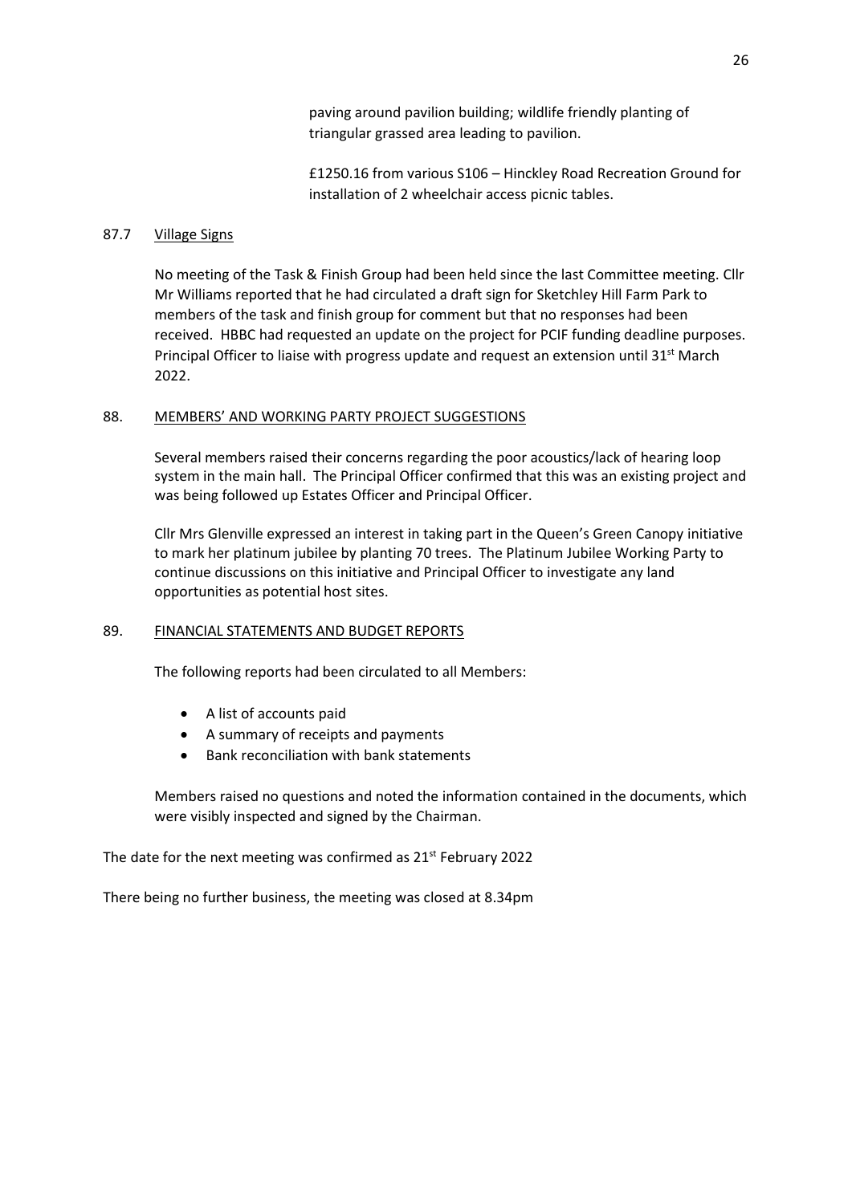paving around pavilion building; wildlife friendly planting of triangular grassed area leading to pavilion.

£1250.16 from various S106 – Hinckley Road Recreation Ground for installation of 2 wheelchair access picnic tables.

### 87.7 Village Signs

No meeting of the Task & Finish Group had been held since the last Committee meeting. Cllr Mr Williams reported that he had circulated a draft sign for Sketchley Hill Farm Park to members of the task and finish group for comment but that no responses had been received. HBBC had requested an update on the project for PCIF funding deadline purposes. Principal Officer to liaise with progress update and request an extension until 31st March 2022.

## 88. MEMBERS' AND WORKING PARTY PROJECT SUGGESTIONS

Several members raised their concerns regarding the poor acoustics/lack of hearing loop system in the main hall. The Principal Officer confirmed that this was an existing project and was being followed up Estates Officer and Principal Officer.

Cllr Mrs Glenville expressed an interest in taking part in the Queen's Green Canopy initiative to mark her platinum jubilee by planting 70 trees. The Platinum Jubilee Working Party to continue discussions on this initiative and Principal Officer to investigate any land opportunities as potential host sites.

## 89. FINANCIAL STATEMENTS AND BUDGET REPORTS

The following reports had been circulated to all Members:

- A list of accounts paid
- A summary of receipts and payments
- Bank reconciliation with bank statements

Members raised no questions and noted the information contained in the documents, which were visibly inspected and signed by the Chairman.

The date for the next meeting was confirmed as 21st February 2022

There being no further business, the meeting was closed at 8.34pm